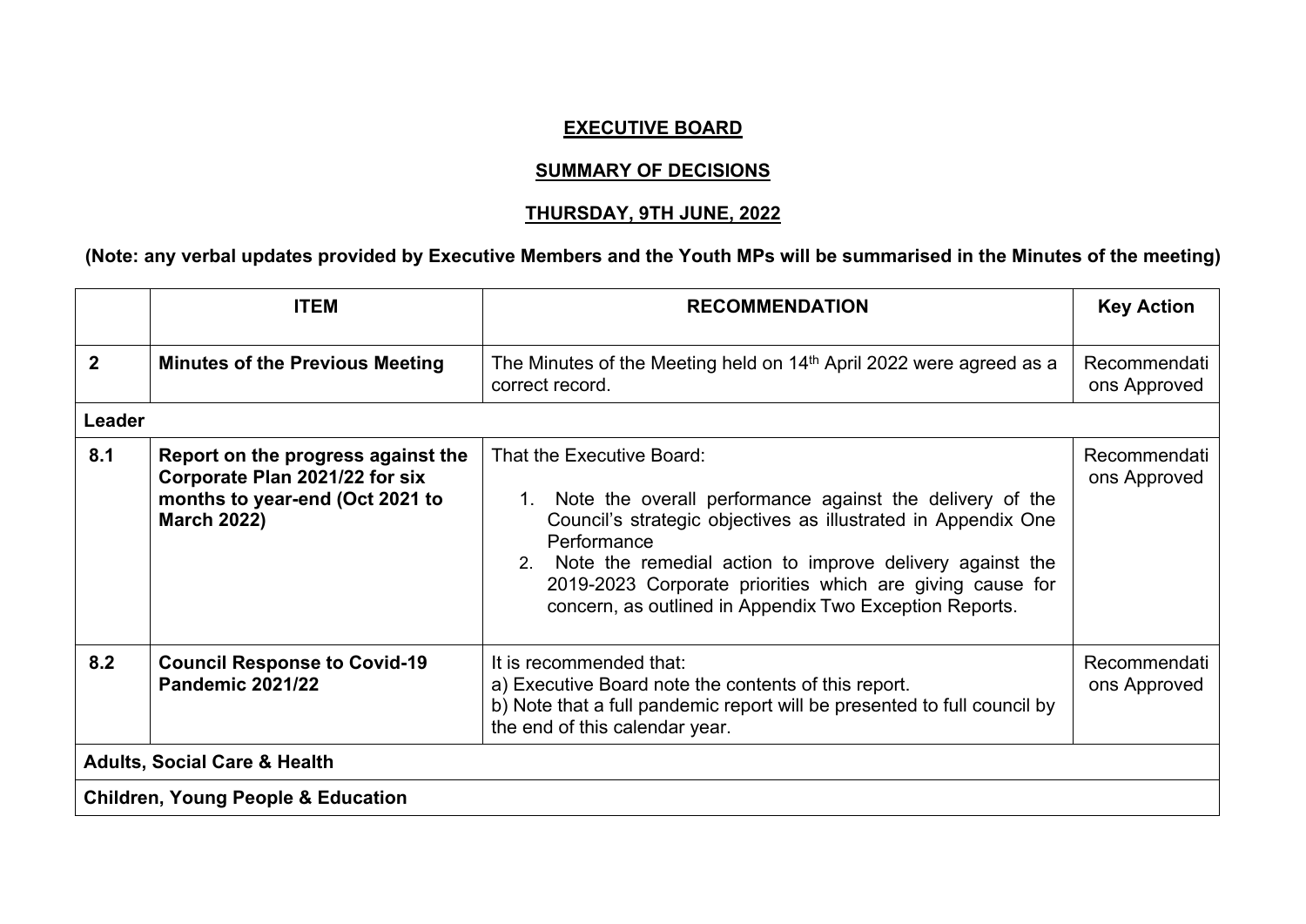**EXECUTIVE BOARD**

**SUMMARY OF DECISIONS**

**THURSDAY, 9TH JUNE, 2022**

**(Note: any verbal updates provided by Executive Members and the Youth MPs will be summarised in the Minutes of the meeting)**

| | ITEM | RECOMMENDATION | Key Action |
|---|---|---|---|
| **2** | **Minutes of the Previous Meeting** | The Minutes of the Meeting held on 14th April 2022 were agreed as a correct record. | Recommendations Approved |
| **Leader** | | | |
| **8.1** | **Report on the progress against the Corporate Plan 2021/22 for six months to year-end (Oct 2021 to March 2022)** | That the Executive Board:<br>1. Note the overall performance against the delivery of the Council's strategic objectives as illustrated in Appendix One Performance<br>2. Note the remedial action to improve delivery against the 2019-2023 Corporate priorities which are giving cause for concern, as outlined in Appendix Two Exception Reports. | Recommendations Approved |
| **8.2** | **Council Response to Covid-19 Pandemic 2021/22** | It is recommended that:<br>a) Executive Board note the contents of this report.<br>b) Note that a full pandemic report will be presented to full council by the end of this calendar year. | Recommendations Approved |
| **Adults, Social Care & Health** | | | |
| **Children, Young People & Education** | | | |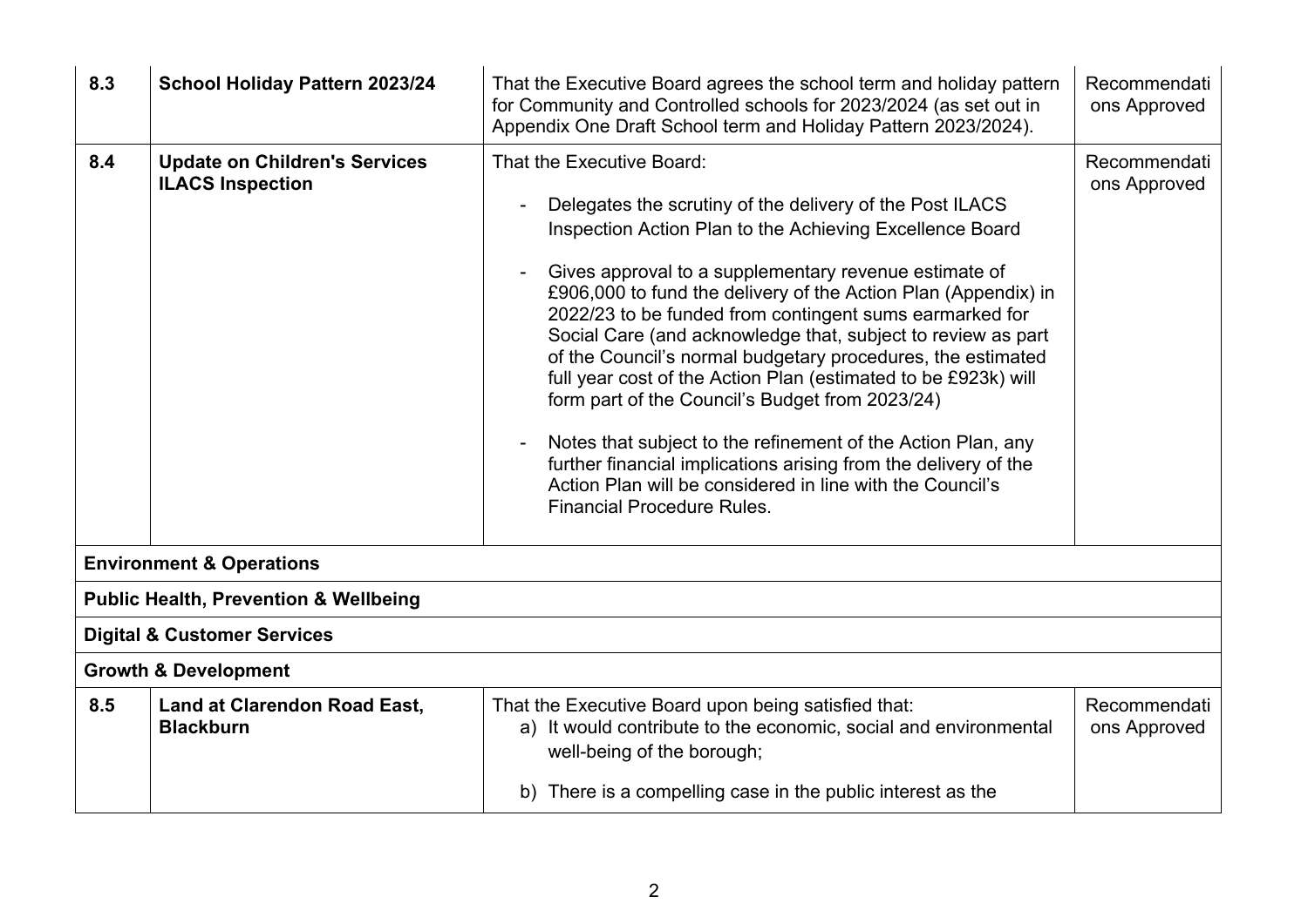| | | | |
|---|---|---|---|
| 8.3 | **School Holiday Pattern 2023/24** | That the Executive Board agrees the school term and holiday pattern for Community and Controlled schools for 2023/2024 (as set out in Appendix One Draft School term and Holiday Pattern 2023/2024). | Recommendations Approved |
| 8.4 | **Update on Children's Services ILACS Inspection** | That the Executive Board:<br><br>- Delegates the scrutiny of the delivery of the Post ILACS Inspection Action Plan to the Achieving Excellence Board<br><br>- Gives approval to a supplementary revenue estimate of £906,000 to fund the delivery of the Action Plan (Appendix) in 2022/23 to be funded from contingent sums earmarked for Social Care (and acknowledge that, subject to review as part of the Council's normal budgetary procedures, the estimated full year cost of the Action Plan (estimated to be £923k) will form part of the Council's Budget from 2023/24)<br><br>- Notes that subject to the refinement of the Action Plan, any further financial implications arising from the delivery of the Action Plan will be considered in line with the Council's Financial Procedure Rules. | Recommendations Approved |
| **Environment & Operations** | | | |
| **Public Health, Prevention & Wellbeing** | | | |
| **Digital & Customer Services** | | | |
| **Growth & Development** | | | |
| 8.5 | **Land at Clarendon Road East, Blackburn** | That the Executive Board upon being satisfied that:<br>a) It would contribute to the economic, social and environmental well-being of the borough;<br><br>b) There is a compelling case in the public interest as the | Recommendations Approved |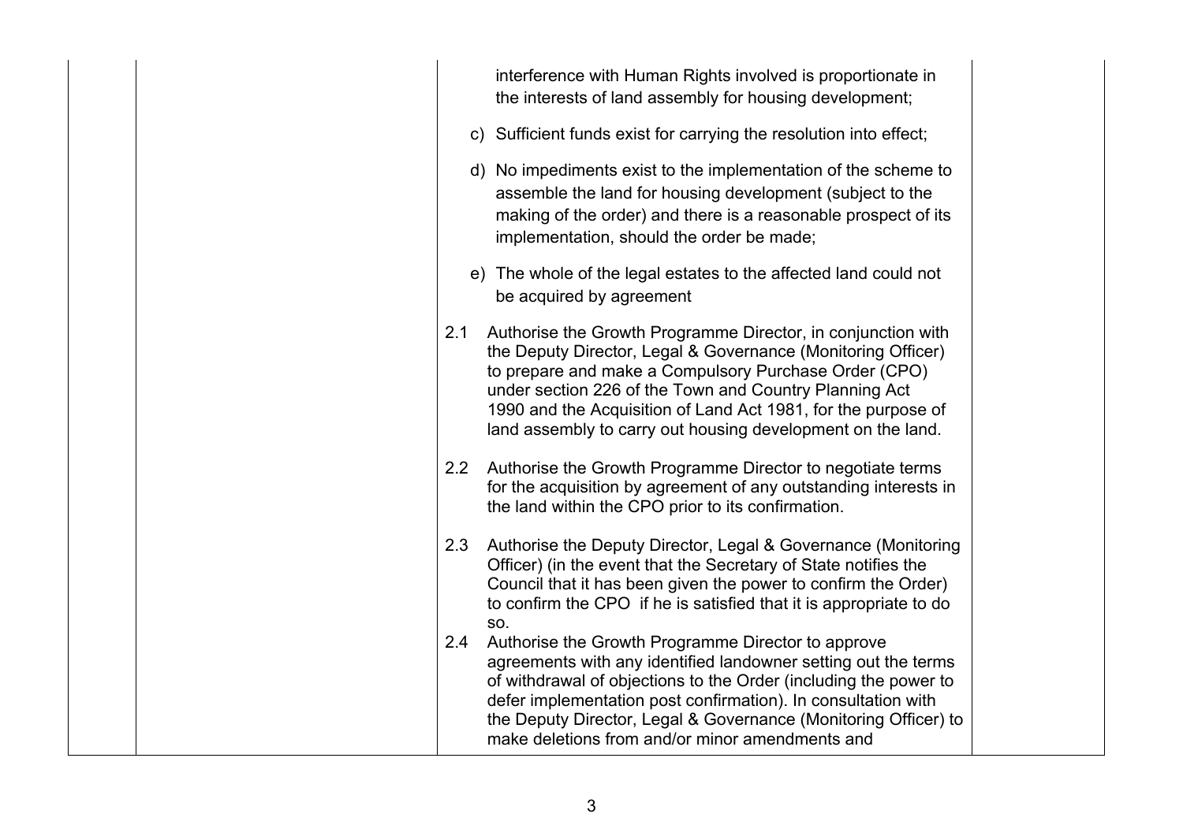| | | interference with Human Rights involved is proportionate in the interests of land assembly for housing development;<br><br>c) Sufficient funds exist for carrying the resolution into effect;<br><br>d) No impediments exist to the implementation of the scheme to assemble the land for housing development (subject to the making of the order) and there is a reasonable prospect of its implementation, should the order be made;<br><br>e) The whole of the legal estates to the affected land could not be acquired by agreement<br><br>2.1 Authorise the Growth Programme Director, in conjunction with the Deputy Director, Legal & Governance (Monitoring Officer) to prepare and make a Compulsory Purchase Order (CPO) under section 226 of the Town and Country Planning Act 1990 and the Acquisition of Land Act 1981, for the purpose of land assembly to carry out housing development on the land.<br><br>2.2 Authorise the Growth Programme Director to negotiate terms for the acquisition by agreement of any outstanding interests in the land within the CPO prior to its confirmation.<br><br>2.3 Authorise the Deputy Director, Legal & Governance (Monitoring Officer) (in the event that the Secretary of State notifies the Council that it has been given the power to confirm the Order) to confirm the CPO if he is satisfied that it is appropriate to do so.<br><br>2.4 Authorise the Growth Programme Director to approve agreements with any identified landowner setting out the terms of withdrawal of objections to the Order (including the power to defer implementation post confirmation). In consultation with the Deputy Director, Legal & Governance (Monitoring Officer) to make deletions from and/or minor amendments and | |
|---|---|---|---|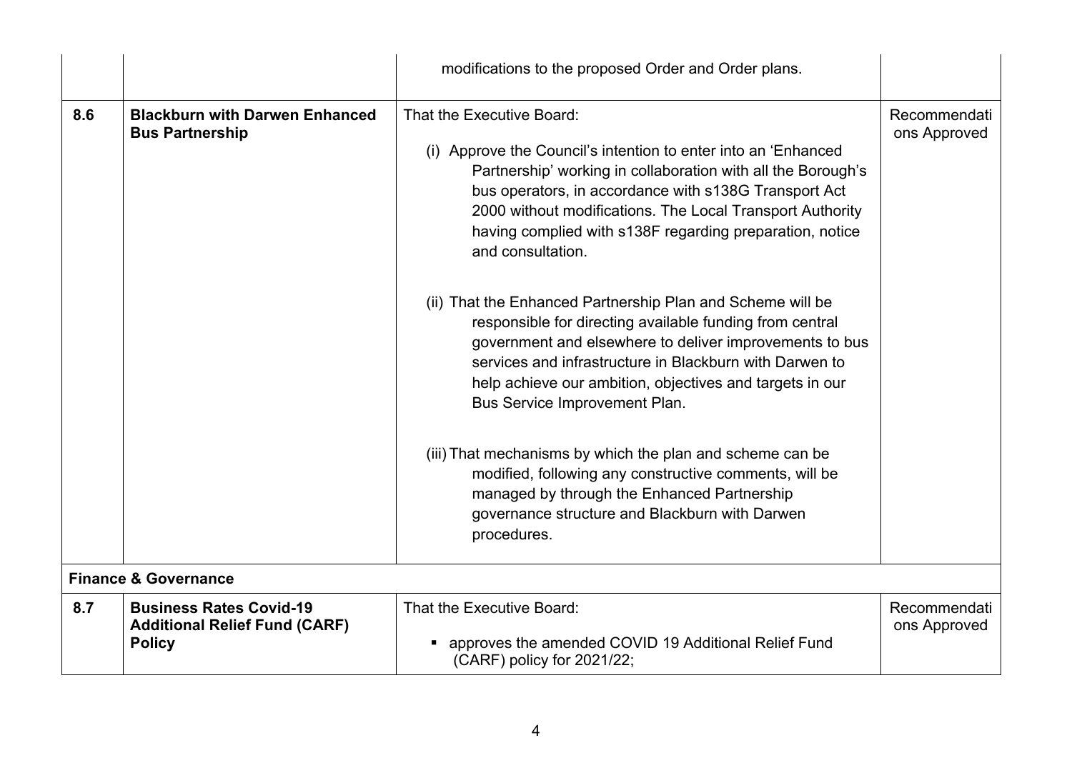| | | | |
|---|---|---|---|
| | | modifications to the proposed Order and Order plans. | |
| **8.6** | **Blackburn with Darwen Enhanced Bus Partnership** | That the Executive Board:<br><br>(i) Approve the Council's intention to enter into an 'Enhanced Partnership' working in collaboration with all the Borough's bus operators, in accordance with s138G Transport Act 2000 without modifications. The Local Transport Authority having complied with s138F regarding preparation, notice and consultation.<br><br>(ii) That the Enhanced Partnership Plan and Scheme will be responsible for directing available funding from central government and elsewhere to deliver improvements to bus services and infrastructure in Blackburn with Darwen to help achieve our ambition, objectives and targets in our Bus Service Improvement Plan.<br><br>(iii) That mechanisms by which the plan and scheme can be modified, following any constructive comments, will be managed by through the Enhanced Partnership governance structure and Blackburn with Darwen procedures. | Recommendations Approved |
| **Finance & Governance** | | | |
| **8.7** | **Business Rates Covid-19 Additional Relief Fund (CARF) Policy** | That the Executive Board:<br><br>▪ approves the amended COVID 19 Additional Relief Fund (CARF) policy for 2021/22; | Recommendations Approved |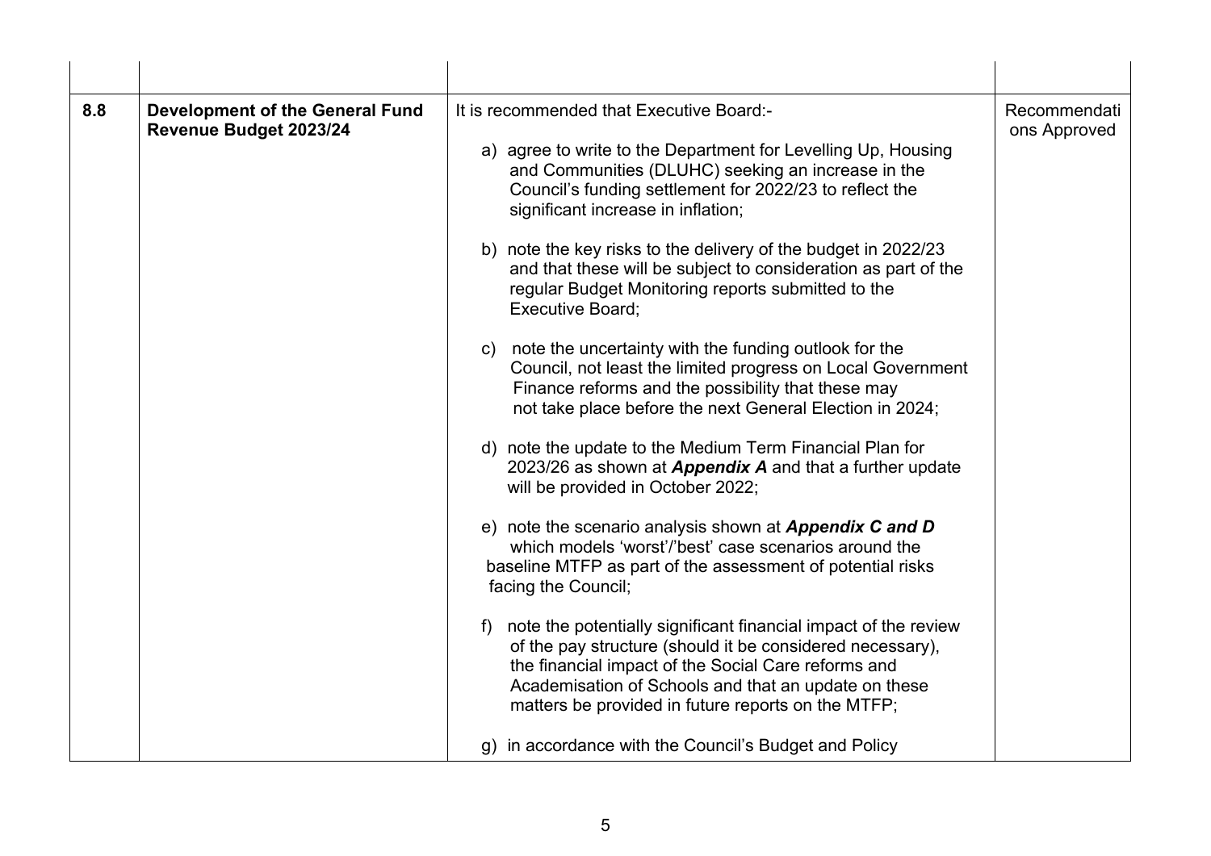| | | | |
|---|---|---|---|
| 8.8 | **Development of the General Fund Revenue Budget 2023/24** | It is recommended that Executive Board:-<br><br>a) agree to write to the Department for Levelling Up, Housing and Communities (DLUHC) seeking an increase in the Council's funding settlement for 2022/23 to reflect the significant increase in inflation;<br><br>b) note the key risks to the delivery of the budget in 2022/23 and that these will be subject to consideration as part of the regular Budget Monitoring reports submitted to the Executive Board;<br><br>c) note the uncertainty with the funding outlook for the Council, not least the limited progress on Local Government Finance reforms and the possibility that these may not take place before the next General Election in 2024;<br><br>d) note the update to the Medium Term Financial Plan for 2023/26 as shown at ***Appendix A*** and that a further update will be provided in October 2022;<br><br>e) note the scenario analysis shown at ***Appendix C and D*** which models 'worst'/'best' case scenarios around the baseline MTFP as part of the assessment of potential risks facing the Council;<br><br>f) note the potentially significant financial impact of the review of the pay structure (should it be considered necessary), the financial impact of the Social Care reforms and Academisation of Schools and that an update on these matters be provided in future reports on the MTFP;<br><br>g) in accordance with the Council's Budget and Policy | Recommendations Approved |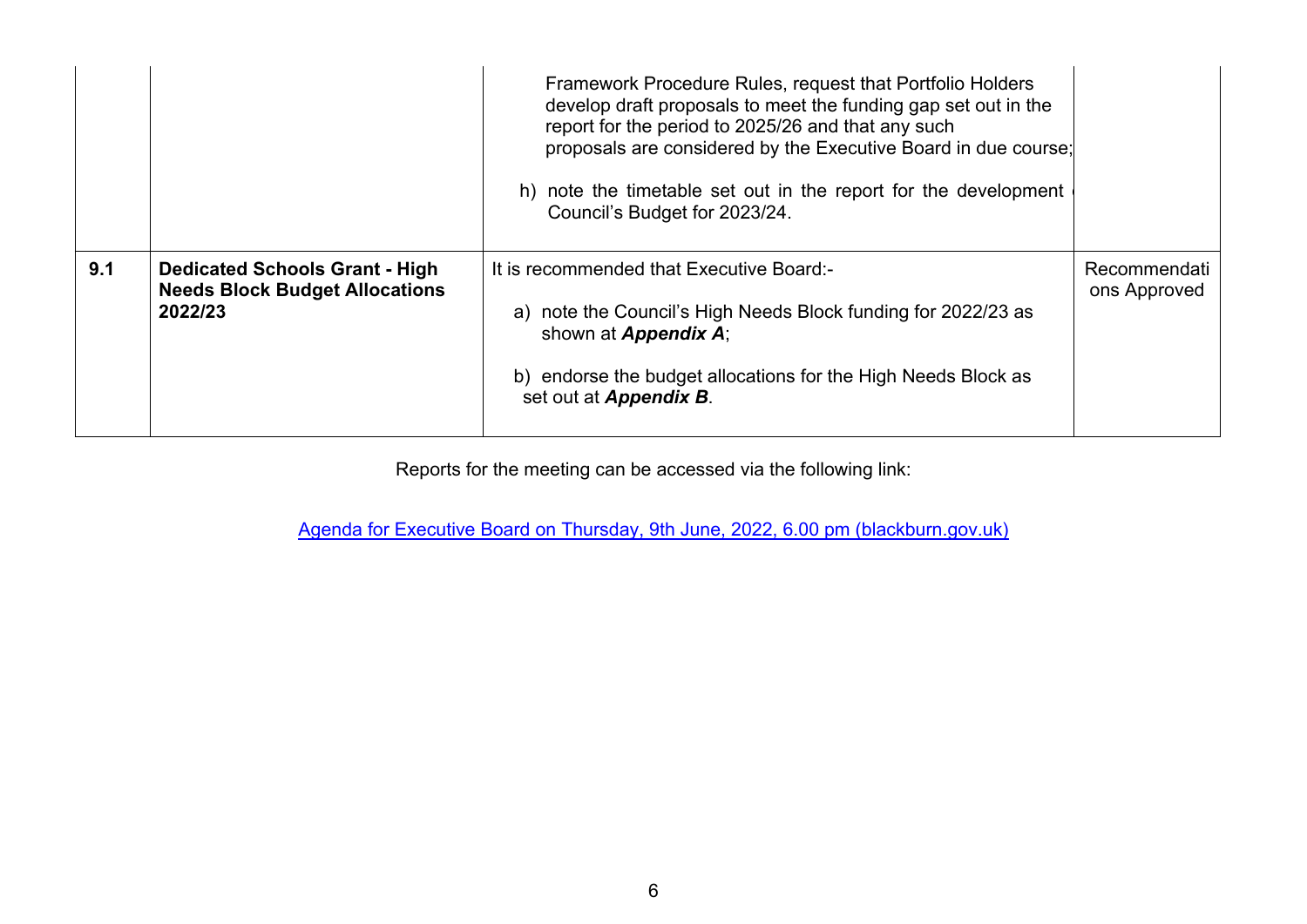| | | | |
|---|---|---|---|
| | | Framework Procedure Rules, request that Portfolio Holders develop draft proposals to meet the funding gap set out in the report for the period to 2025/26 and that any such proposals are considered by the Executive Board in due course;<br><br>h) note the timetable set out in the report for the development Council's Budget for 2023/24. | |
| **9.1** | **Dedicated Schools Grant - High Needs Block Budget Allocations 2022/23** | It is recommended that Executive Board:-<br><br>a) note the Council's High Needs Block funding for 2022/23 as shown at ***Appendix A***;<br><br>b) endorse the budget allocations for the High Needs Block as set out at ***Appendix B***. | Recommendations Approved |

Reports for the meeting can be accessed via the following link:

[Agenda for Executive Board on Thursday, 9th June, 2022, 6.00 pm (blackburn.gov.uk)]